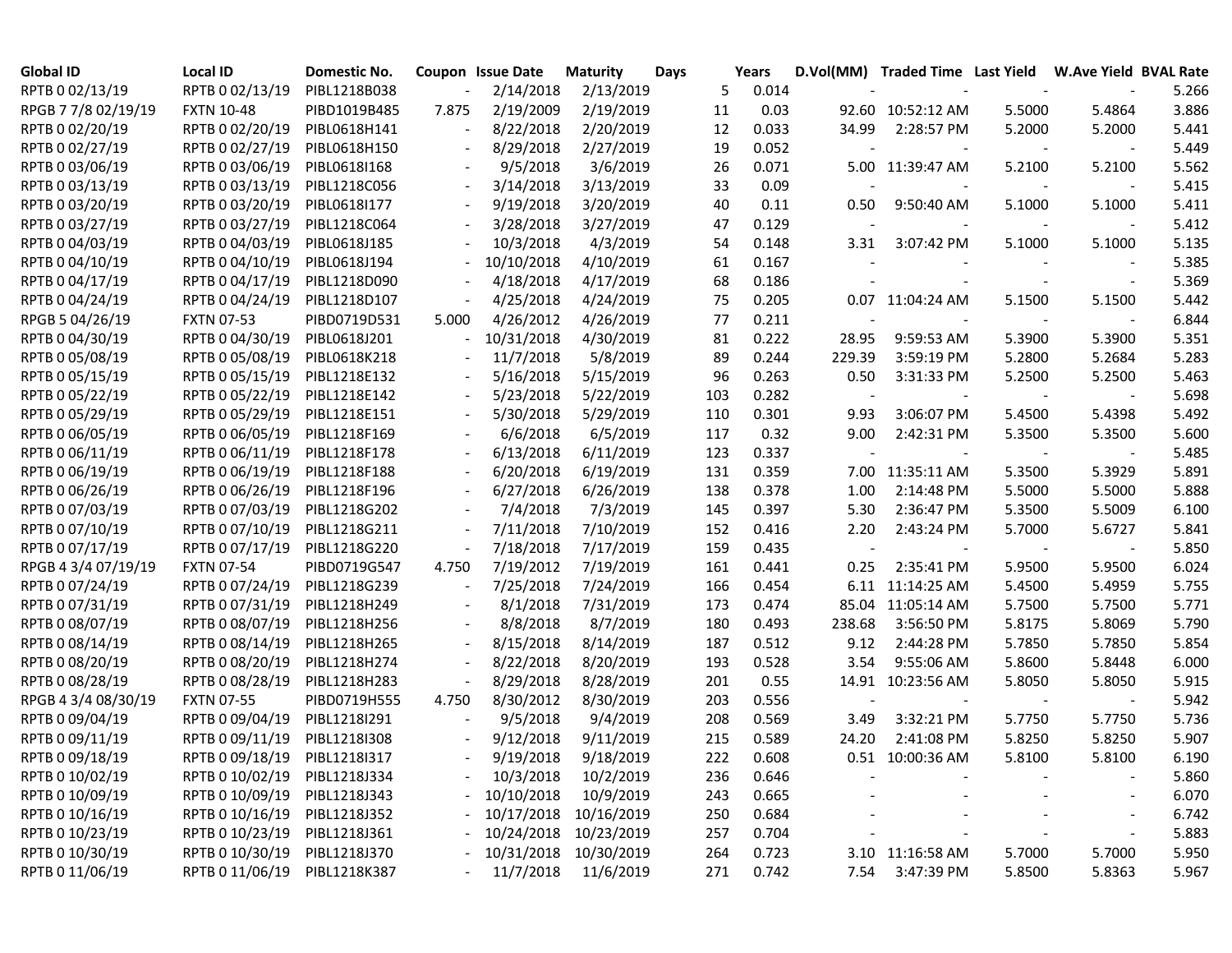| Global ID | Local ID | Domestic No. | Coupon | Issue Date | Maturity | Days | Years | D.Vol(MM) | Traded Time | Last Yield | W.Ave Yield | BVAL Rate |
|---|---|---|---|---|---|---|---|---|---|---|---|---|
| RPTB 0 02/13/19 | RPTB 0 02/13/19 | PIBL1218B038 | - | 2/14/2018 | 2/13/2019 | 5 | 0.014 | - | - | - | - | 5.266 |
| RPGB 7 7/8 02/19/19 | FXTN 10-48 | PIBD1019B485 | 7.875 | 2/19/2009 | 2/19/2019 | 11 | 0.03 | 92.60 | 10:52:12 AM | 5.5000 | 5.4864 | 3.886 |
| RPTB 0 02/20/19 | RPTB 0 02/20/19 | PIBL0618H141 | - | 8/22/2018 | 2/20/2019 | 12 | 0.033 | 34.99 | 2:28:57 PM | 5.2000 | 5.2000 | 5.441 |
| RPTB 0 02/27/19 | RPTB 0 02/27/19 | PIBL0618H150 | - | 8/29/2018 | 2/27/2019 | 19 | 0.052 | - | - | - | - | 5.449 |
| RPTB 0 03/06/19 | RPTB 0 03/06/19 | PIBL0618I168 | - | 9/5/2018 | 3/6/2019 | 26 | 0.071 | 5.00 | 11:39:47 AM | 5.2100 | 5.2100 | 5.562 |
| RPTB 0 03/13/19 | RPTB 0 03/13/19 | PIBL1218C056 | - | 3/14/2018 | 3/13/2019 | 33 | 0.09 | - | - | - | - | 5.415 |
| RPTB 0 03/20/19 | RPTB 0 03/20/19 | PIBL0618I177 | - | 9/19/2018 | 3/20/2019 | 40 | 0.11 | 0.50 | 9:50:40 AM | 5.1000 | 5.1000 | 5.411 |
| RPTB 0 03/27/19 | RPTB 0 03/27/19 | PIBL1218C064 | - | 3/28/2018 | 3/27/2019 | 47 | 0.129 | - | - | - | - | 5.412 |
| RPTB 0 04/03/19 | RPTB 0 04/03/19 | PIBL0618J185 | - | 10/3/2018 | 4/3/2019 | 54 | 0.148 | 3.31 | 3:07:42 PM | 5.1000 | 5.1000 | 5.135 |
| RPTB 0 04/10/19 | RPTB 0 04/10/19 | PIBL0618J194 | - | 10/10/2018 | 4/10/2019 | 61 | 0.167 | - | - | - | - | 5.385 |
| RPTB 0 04/17/19 | RPTB 0 04/17/19 | PIBL1218D090 | - | 4/18/2018 | 4/17/2019 | 68 | 0.186 | - | - | - | - | 5.369 |
| RPTB 0 04/24/19 | RPTB 0 04/24/19 | PIBL1218D107 | - | 4/25/2018 | 4/24/2019 | 75 | 0.205 | 0.07 | 11:04:24 AM | 5.1500 | 5.1500 | 5.442 |
| RPGB 5 04/26/19 | FXTN 07-53 | PIBD0719D531 | 5.000 | 4/26/2012 | 4/26/2019 | 77 | 0.211 | - | - | - | - | 6.844 |
| RPTB 0 04/30/19 | RPTB 0 04/30/19 | PIBL0618J201 | - | 10/31/2018 | 4/30/2019 | 81 | 0.222 | 28.95 | 9:59:53 AM | 5.3900 | 5.3900 | 5.351 |
| RPTB 0 05/08/19 | RPTB 0 05/08/19 | PIBL0618K218 | - | 11/7/2018 | 5/8/2019 | 89 | 0.244 | 229.39 | 3:59:19 PM | 5.2800 | 5.2684 | 5.283 |
| RPTB 0 05/15/19 | RPTB 0 05/15/19 | PIBL1218E132 | - | 5/16/2018 | 5/15/2019 | 96 | 0.263 | 0.50 | 3:31:33 PM | 5.2500 | 5.2500 | 5.463 |
| RPTB 0 05/22/19 | RPTB 0 05/22/19 | PIBL1218E142 | - | 5/23/2018 | 5/22/2019 | 103 | 0.282 | - | - | - | - | 5.698 |
| RPTB 0 05/29/19 | RPTB 0 05/29/19 | PIBL1218E151 | - | 5/30/2018 | 5/29/2019 | 110 | 0.301 | 9.93 | 3:06:07 PM | 5.4500 | 5.4398 | 5.492 |
| RPTB 0 06/05/19 | RPTB 0 06/05/19 | PIBL1218F169 | - | 6/6/2018 | 6/5/2019 | 117 | 0.32 | 9.00 | 2:42:31 PM | 5.3500 | 5.3500 | 5.600 |
| RPTB 0 06/11/19 | RPTB 0 06/11/19 | PIBL1218F178 | - | 6/13/2018 | 6/11/2019 | 123 | 0.337 | - | - | - | - | 5.485 |
| RPTB 0 06/19/19 | RPTB 0 06/19/19 | PIBL1218F188 | - | 6/20/2018 | 6/19/2019 | 131 | 0.359 | 7.00 | 11:35:11 AM | 5.3500 | 5.3929 | 5.891 |
| RPTB 0 06/26/19 | RPTB 0 06/26/19 | PIBL1218F196 | - | 6/27/2018 | 6/26/2019 | 138 | 0.378 | 1.00 | 2:14:48 PM | 5.5000 | 5.5000 | 5.888 |
| RPTB 0 07/03/19 | RPTB 0 07/03/19 | PIBL1218G202 | - | 7/4/2018 | 7/3/2019 | 145 | 0.397 | 5.30 | 2:36:47 PM | 5.3500 | 5.5009 | 6.100 |
| RPTB 0 07/10/19 | RPTB 0 07/10/19 | PIBL1218G211 | - | 7/11/2018 | 7/10/2019 | 152 | 0.416 | 2.20 | 2:43:24 PM | 5.7000 | 5.6727 | 5.841 |
| RPTB 0 07/17/19 | RPTB 0 07/17/19 | PIBL1218G220 | - | 7/18/2018 | 7/17/2019 | 159 | 0.435 | - | - | - | - | 5.850 |
| RPGB 4 3/4 07/19/19 | FXTN 07-54 | PIBD0719G547 | 4.750 | 7/19/2012 | 7/19/2019 | 161 | 0.441 | 0.25 | 2:35:41 PM | 5.9500 | 5.9500 | 6.024 |
| RPTB 0 07/24/19 | RPTB 0 07/24/19 | PIBL1218G239 | - | 7/25/2018 | 7/24/2019 | 166 | 0.454 | 6.11 | 11:14:25 AM | 5.4500 | 5.4959 | 5.755 |
| RPTB 0 07/31/19 | RPTB 0 07/31/19 | PIBL1218H249 | - | 8/1/2018 | 7/31/2019 | 173 | 0.474 | 85.04 | 11:05:14 AM | 5.7500 | 5.7500 | 5.771 |
| RPTB 0 08/07/19 | RPTB 0 08/07/19 | PIBL1218H256 | - | 8/8/2018 | 8/7/2019 | 180 | 0.493 | 238.68 | 3:56:50 PM | 5.8175 | 5.8069 | 5.790 |
| RPTB 0 08/14/19 | RPTB 0 08/14/19 | PIBL1218H265 | - | 8/15/2018 | 8/14/2019 | 187 | 0.512 | 9.12 | 2:44:28 PM | 5.7850 | 5.7850 | 5.854 |
| RPTB 0 08/20/19 | RPTB 0 08/20/19 | PIBL1218H274 | - | 8/22/2018 | 8/20/2019 | 193 | 0.528 | 3.54 | 9:55:06 AM | 5.8600 | 5.8448 | 6.000 |
| RPTB 0 08/28/19 | RPTB 0 08/28/19 | PIBL1218H283 | - | 8/29/2018 | 8/28/2019 | 201 | 0.55 | 14.91 | 10:23:56 AM | 5.8050 | 5.8050 | 5.915 |
| RPGB 4 3/4 08/30/19 | FXTN 07-55 | PIBD0719H555 | 4.750 | 8/30/2012 | 8/30/2019 | 203 | 0.556 | - | - | - | - | 5.942 |
| RPTB 0 09/04/19 | RPTB 0 09/04/19 | PIBL1218I291 | - | 9/5/2018 | 9/4/2019 | 208 | 0.569 | 3.49 | 3:32:21 PM | 5.7750 | 5.7750 | 5.736 |
| RPTB 0 09/11/19 | RPTB 0 09/11/19 | PIBL1218I308 | - | 9/12/2018 | 9/11/2019 | 215 | 0.589 | 24.20 | 2:41:08 PM | 5.8250 | 5.8250 | 5.907 |
| RPTB 0 09/18/19 | RPTB 0 09/18/19 | PIBL1218I317 | - | 9/19/2018 | 9/18/2019 | 222 | 0.608 | 0.51 | 10:00:36 AM | 5.8100 | 5.8100 | 6.190 |
| RPTB 0 10/02/19 | RPTB 0 10/02/19 | PIBL1218J334 | - | 10/3/2018 | 10/2/2019 | 236 | 0.646 | - | - | - | - | 5.860 |
| RPTB 0 10/09/19 | RPTB 0 10/09/19 | PIBL1218J343 | - | 10/10/2018 | 10/9/2019 | 243 | 0.665 | - | - | - | - | 6.070 |
| RPTB 0 10/16/19 | RPTB 0 10/16/19 | PIBL1218J352 | - | 10/17/2018 | 10/16/2019 | 250 | 0.684 | - | - | - | - | 6.742 |
| RPTB 0 10/23/19 | RPTB 0 10/23/19 | PIBL1218J361 | - | 10/24/2018 | 10/23/2019 | 257 | 0.704 | - | - | - | - | 5.883 |
| RPTB 0 10/30/19 | RPTB 0 10/30/19 | PIBL1218J370 | - | 10/31/2018 | 10/30/2019 | 264 | 0.723 | 3.10 | 11:16:58 AM | 5.7000 | 5.7000 | 5.950 |
| RPTB 0 11/06/19 | RPTB 0 11/06/19 | PIBL1218K387 | - | 11/7/2018 | 11/6/2019 | 271 | 0.742 | 7.54 | 3:47:39 PM | 5.8500 | 5.8363 | 5.967 |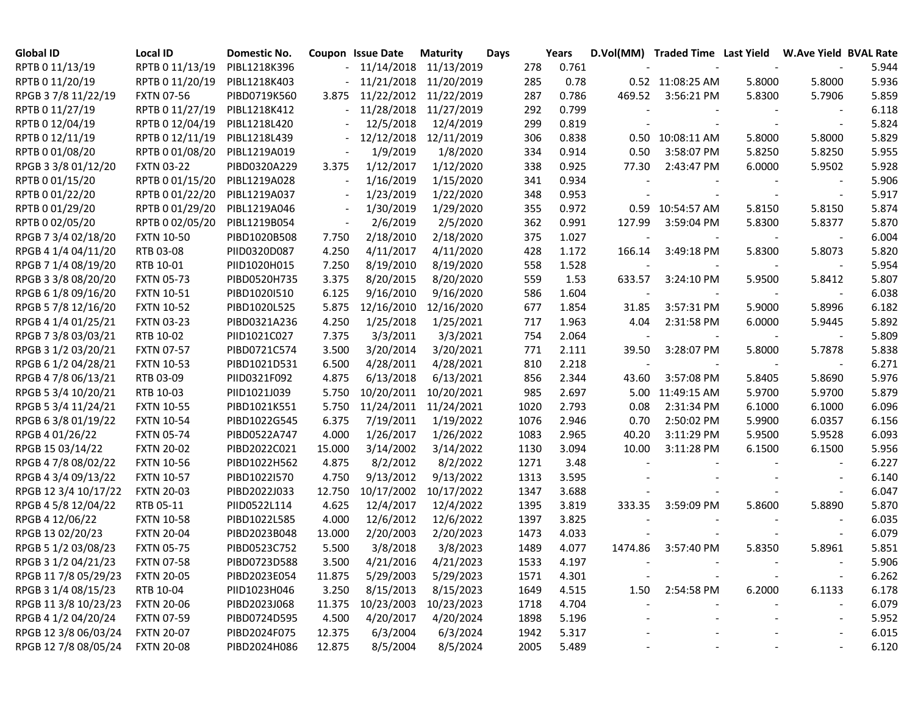| Global ID | Local ID | Domestic No. | Coupon | Issue Date | Maturity | Days | Years | D.Vol(MM) | Traded Time | Last Yield | W.Ave Yield | BVAL Rate |
|---|---|---|---|---|---|---|---|---|---|---|---|---|
| RPTB 0 11/13/19 | RPTB 0 11/13/19 | PIBL1218K396 | - | 11/14/2018 | 11/13/2019 | 278 | 0.761 | - | - | - | - | 5.944 |
| RPTB 0 11/20/19 | RPTB 0 11/20/19 | PIBL1218K403 | - | 11/21/2018 | 11/20/2019 | 285 | 0.78 | 0.52 | 11:08:25 AM | 5.8000 | 5.8000 | 5.936 |
| RPGB 3 7/8 11/22/19 | FXTN 07-56 | PIBD0719K560 | 3.875 | 11/22/2012 | 11/22/2019 | 287 | 0.786 | 469.52 | 3:56:21 PM | 5.8300 | 5.7906 | 5.859 |
| RPTB 0 11/27/19 | RPTB 0 11/27/19 | PIBL1218K412 | - | 11/28/2018 | 11/27/2019 | 292 | 0.799 | - | - | - | - | 6.118 |
| RPTB 0 12/04/19 | RPTB 0 12/04/19 | PIBL1218L420 | - | 12/5/2018 | 12/4/2019 | 299 | 0.819 | - | - | - | - | 5.824 |
| RPTB 0 12/11/19 | RPTB 0 12/11/19 | PIBL1218L439 | - | 12/12/2018 | 12/11/2019 | 306 | 0.838 | 0.50 | 10:08:11 AM | 5.8000 | 5.8000 | 5.829 |
| RPTB 0 01/08/20 | RPTB 0 01/08/20 | PIBL1219A019 | - | 1/9/2019 | 1/8/2020 | 334 | 0.914 | 0.50 | 3:58:07 PM | 5.8250 | 5.8250 | 5.955 |
| RPGB 3 3/8 01/12/20 | FXTN 03-22 | PIBD0320A229 | 3.375 | 1/12/2017 | 1/12/2020 | 338 | 0.925 | 77.30 | 2:43:47 PM | 6.0000 | 5.9502 | 5.928 |
| RPTB 0 01/15/20 | RPTB 0 01/15/20 | PIBL1219A028 | - | 1/16/2019 | 1/15/2020 | 341 | 0.934 | - | - | - | - | 5.906 |
| RPTB 0 01/22/20 | RPTB 0 01/22/20 | PIBL1219A037 | - | 1/23/2019 | 1/22/2020 | 348 | 0.953 | - | - | - | - | 5.917 |
| RPTB 0 01/29/20 | RPTB 0 01/29/20 | PIBL1219A046 | - | 1/30/2019 | 1/29/2020 | 355 | 0.972 | 0.59 | 10:54:57 AM | 5.8150 | 5.8150 | 5.874 |
| RPTB 0 02/05/20 | RPTB 0 02/05/20 | PIBL1219B054 | - | 2/6/2019 | 2/5/2020 | 362 | 0.991 | 127.99 | 3:59:04 PM | 5.8300 | 5.8377 | 5.870 |
| RPGB 7 3/4 02/18/20 | FXTN 10-50 | PIBD1020B508 | 7.750 | 2/18/2010 | 2/18/2020 | 375 | 1.027 | - | - | - | - | 6.004 |
| RPGB 4 1/4 04/11/20 | RTB 03-08 | PIID0320D087 | 4.250 | 4/11/2017 | 4/11/2020 | 428 | 1.172 | 166.14 | 3:49:18 PM | 5.8300 | 5.8073 | 5.820 |
| RPGB 7 1/4 08/19/20 | RTB 10-01 | PIID1020H015 | 7.250 | 8/19/2010 | 8/19/2020 | 558 | 1.528 | - | - | - | - | 5.954 |
| RPGB 3 3/8 08/20/20 | FXTN 05-73 | PIBD0520H735 | 3.375 | 8/20/2015 | 8/20/2020 | 559 | 1.53 | 633.57 | 3:24:10 PM | 5.9500 | 5.8412 | 5.807 |
| RPGB 6 1/8 09/16/20 | FXTN 10-51 | PIBD1020I510 | 6.125 | 9/16/2010 | 9/16/2020 | 586 | 1.604 | - | - | - | - | 6.038 |
| RPGB 5 7/8 12/16/20 | FXTN 10-52 | PIBD1020L525 | 5.875 | 12/16/2010 | 12/16/2020 | 677 | 1.854 | 31.85 | 3:57:31 PM | 5.9000 | 5.8996 | 6.182 |
| RPGB 4 1/4 01/25/21 | FXTN 03-23 | PIBD0321A236 | 4.250 | 1/25/2018 | 1/25/2021 | 717 | 1.963 | 4.04 | 2:31:58 PM | 6.0000 | 5.9445 | 5.892 |
| RPGB 7 3/8 03/03/21 | RTB 10-02 | PIID1021C027 | 7.375 | 3/3/2011 | 3/3/2021 | 754 | 2.064 | - | - | - | - | 5.809 |
| RPGB 3 1/2 03/20/21 | FXTN 07-57 | PIBD0721C574 | 3.500 | 3/20/2014 | 3/20/2021 | 771 | 2.111 | 39.50 | 3:28:07 PM | 5.8000 | 5.7878 | 5.838 |
| RPGB 6 1/2 04/28/21 | FXTN 10-53 | PIBD1021D531 | 6.500 | 4/28/2011 | 4/28/2021 | 810 | 2.218 | - | - | - | - | 6.271 |
| RPGB 4 7/8 06/13/21 | RTB 03-09 | PIID0321F092 | 4.875 | 6/13/2018 | 6/13/2021 | 856 | 2.344 | 43.60 | 3:57:08 PM | 5.8405 | 5.8690 | 5.976 |
| RPGB 5 3/4 10/20/21 | RTB 10-03 | PIID1021J039 | 5.750 | 10/20/2011 | 10/20/2021 | 985 | 2.697 | 5.00 | 11:49:15 AM | 5.9700 | 5.9700 | 5.879 |
| RPGB 5 3/4 11/24/21 | FXTN 10-55 | PIBD1021K551 | 5.750 | 11/24/2011 | 11/24/2021 | 1020 | 2.793 | 0.08 | 2:31:34 PM | 6.1000 | 6.1000 | 6.096 |
| RPGB 6 3/8 01/19/22 | FXTN 10-54 | PIBD1022G545 | 6.375 | 7/19/2011 | 1/19/2022 | 1076 | 2.946 | 0.70 | 2:50:02 PM | 5.9900 | 6.0357 | 6.156 |
| RPGB 4 01/26/22 | FXTN 05-74 | PIBD0522A747 | 4.000 | 1/26/2017 | 1/26/2022 | 1083 | 2.965 | 40.20 | 3:11:29 PM | 5.9500 | 5.9528 | 6.093 |
| RPGB 15 03/14/22 | FXTN 20-02 | PIBD2022C021 | 15.000 | 3/14/2002 | 3/14/2022 | 1130 | 3.094 | 10.00 | 3:11:28 PM | 6.1500 | 6.1500 | 5.956 |
| RPGB 4 7/8 08/02/22 | FXTN 10-56 | PIBD1022H562 | 4.875 | 8/2/2012 | 8/2/2022 | 1271 | 3.48 | - | - | - | - | 6.227 |
| RPGB 4 3/4 09/13/22 | FXTN 10-57 | PIBD1022I570 | 4.750 | 9/13/2012 | 9/13/2022 | 1313 | 3.595 | - | - | - | - | 6.140 |
| RPGB 12 3/4 10/17/22 | FXTN 20-03 | PIBD2022J033 | 12.750 | 10/17/2002 | 10/17/2022 | 1347 | 3.688 | - | - | - | - | 6.047 |
| RPGB 4 5/8 12/04/22 | RTB 05-11 | PIID0522L114 | 4.625 | 12/4/2017 | 12/4/2022 | 1395 | 3.819 | 333.35 | 3:59:09 PM | 5.8600 | 5.8890 | 5.870 |
| RPGB 4 12/06/22 | FXTN 10-58 | PIBD1022L585 | 4.000 | 12/6/2012 | 12/6/2022 | 1397 | 3.825 | - | - | - | - | 6.035 |
| RPGB 13 02/20/23 | FXTN 20-04 | PIBD2023B048 | 13.000 | 2/20/2003 | 2/20/2023 | 1473 | 4.033 | - | - | - | - | 6.079 |
| RPGB 5 1/2 03/08/23 | FXTN 05-75 | PIBD0523C752 | 5.500 | 3/8/2018 | 3/8/2023 | 1489 | 4.077 | 1474.86 | 3:57:40 PM | 5.8350 | 5.8961 | 5.851 |
| RPGB 3 1/2 04/21/23 | FXTN 07-58 | PIBD0723D588 | 3.500 | 4/21/2016 | 4/21/2023 | 1533 | 4.197 | - | - | - | - | 5.906 |
| RPGB 11 7/8 05/29/23 | FXTN 20-05 | PIBD2023E054 | 11.875 | 5/29/2003 | 5/29/2023 | 1571 | 4.301 | - | - | - | - | 6.262 |
| RPGB 3 1/4 08/15/23 | RTB 10-04 | PIID1023H046 | 3.250 | 8/15/2013 | 8/15/2023 | 1649 | 4.515 | 1.50 | 2:54:58 PM | 6.2000 | 6.1133 | 6.178 |
| RPGB 11 3/8 10/23/23 | FXTN 20-06 | PIBD2023J068 | 11.375 | 10/23/2003 | 10/23/2023 | 1718 | 4.704 | - | - | - | - | 6.079 |
| RPGB 4 1/2 04/20/24 | FXTN 07-59 | PIBD0724D595 | 4.500 | 4/20/2017 | 4/20/2024 | 1898 | 5.196 | - | - | - | - | 5.952 |
| RPGB 12 3/8 06/03/24 | FXTN 20-07 | PIBD2024F075 | 12.375 | 6/3/2004 | 6/3/2024 | 1942 | 5.317 | - | - | - | - | 6.015 |
| RPGB 12 7/8 08/05/24 | FXTN 20-08 | PIBD2024H086 | 12.875 | 8/5/2004 | 8/5/2024 | 2005 | 5.489 | - | - | - | - | 6.120 |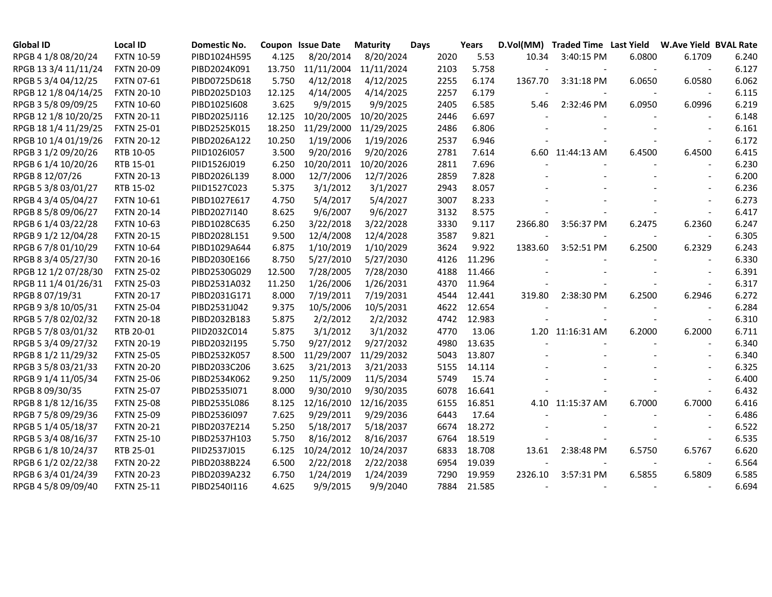| Global ID | Local ID | Domestic No. | Coupon | Issue Date | Maturity | Days | Years | D.Vol(MM) | Traded Time | Last Yield | W.Ave Yield | BVAL Rate |
|---|---|---|---|---|---|---|---|---|---|---|---|---|
| RPGB 4 1/8 08/20/24 | FXTN 10-59 | PIBD1024H595 | 4.125 | 8/20/2014 | 8/20/2024 | 2020 | 5.53 | 10.34 | 3:40:15 PM | 6.0800 | 6.1709 | 6.240 |
| RPGB 13 3/4 11/11/24 | FXTN 20-09 | PIBD2024K091 | 13.750 | 11/11/2004 | 11/11/2024 | 2103 | 5.758 | - | - | - | - | 6.127 |
| RPGB 5 3/4 04/12/25 | FXTN 07-61 | PIBD0725D618 | 5.750 | 4/12/2018 | 4/12/2025 | 2255 | 6.174 | 1367.70 | 3:31:18 PM | 6.0650 | 6.0580 | 6.062 |
| RPGB 12 1/8 04/14/25 | FXTN 20-10 | PIBD2025D103 | 12.125 | 4/14/2005 | 4/14/2025 | 2257 | 6.179 | - | - | - | - | 6.115 |
| RPGB 3 5/8 09/09/25 | FXTN 10-60 | PIBD1025I608 | 3.625 | 9/9/2015 | 9/9/2025 | 2405 | 6.585 | 5.46 | 2:32:46 PM | 6.0950 | 6.0996 | 6.219 |
| RPGB 12 1/8 10/20/25 | FXTN 20-11 | PIBD2025J116 | 12.125 | 10/20/2005 | 10/20/2025 | 2446 | 6.697 | - | - | - | - | 6.148 |
| RPGB 18 1/4 11/29/25 | FXTN 25-01 | PIBD2525K015 | 18.250 | 11/29/2000 | 11/29/2025 | 2486 | 6.806 | - | - | - | - | 6.161 |
| RPGB 10 1/4 01/19/26 | FXTN 20-12 | PIBD2026A122 | 10.250 | 1/19/2006 | 1/19/2026 | 2537 | 6.946 | - | - | - | - | 6.172 |
| RPGB 3 1/2 09/20/26 | RTB 10-05 | PIID1026I057 | 3.500 | 9/20/2016 | 9/20/2026 | 2781 | 7.614 | 6.60 | 11:44:13 AM | 6.4500 | 6.4500 | 6.415 |
| RPGB 6 1/4 10/20/26 | RTB 15-01 | PIID1526J019 | 6.250 | 10/20/2011 | 10/20/2026 | 2811 | 7.696 | - | - | - | - | 6.230 |
| RPGB 8 12/07/26 | FXTN 20-13 | PIBD2026L139 | 8.000 | 12/7/2006 | 12/7/2026 | 2859 | 7.828 | - | - | - | - | 6.200 |
| RPGB 5 3/8 03/01/27 | RTB 15-02 | PIID1527C023 | 5.375 | 3/1/2012 | 3/1/2027 | 2943 | 8.057 | - | - | - | - | 6.236 |
| RPGB 4 3/4 05/04/27 | FXTN 10-61 | PIBD1027E617 | 4.750 | 5/4/2017 | 5/4/2027 | 3007 | 8.233 | - | - | - | - | 6.273 |
| RPGB 8 5/8 09/06/27 | FXTN 20-14 | PIBD2027I140 | 8.625 | 9/6/2007 | 9/6/2027 | 3132 | 8.575 | - | - | - | - | 6.417 |
| RPGB 6 1/4 03/22/28 | FXTN 10-63 | PIBD1028C635 | 6.250 | 3/22/2018 | 3/22/2028 | 3330 | 9.117 | 2366.80 | 3:56:37 PM | 6.2475 | 6.2360 | 6.247 |
| RPGB 9 1/2 12/04/28 | FXTN 20-15 | PIBD2028L151 | 9.500 | 12/4/2008 | 12/4/2028 | 3587 | 9.821 | - | - | - | - | 6.305 |
| RPGB 6 7/8 01/10/29 | FXTN 10-64 | PIBD1029A644 | 6.875 | 1/10/2019 | 1/10/2029 | 3624 | 9.922 | 1383.60 | 3:52:51 PM | 6.2500 | 6.2329 | 6.243 |
| RPGB 8 3/4 05/27/30 | FXTN 20-16 | PIBD2030E166 | 8.750 | 5/27/2010 | 5/27/2030 | 4126 | 11.296 | - | - | - | - | 6.330 |
| RPGB 12 1/2 07/28/30 | FXTN 25-02 | PIBD2530G029 | 12.500 | 7/28/2005 | 7/28/2030 | 4188 | 11.466 | - | - | - | - | 6.391 |
| RPGB 11 1/4 01/26/31 | FXTN 25-03 | PIBD2531A032 | 11.250 | 1/26/2006 | 1/26/2031 | 4370 | 11.964 | - | - | - | - | 6.317 |
| RPGB 8 07/19/31 | FXTN 20-17 | PIBD2031G171 | 8.000 | 7/19/2011 | 7/19/2031 | 4544 | 12.441 | 319.80 | 2:38:30 PM | 6.2500 | 6.2946 | 6.272 |
| RPGB 9 3/8 10/05/31 | FXTN 25-04 | PIBD2531J042 | 9.375 | 10/5/2006 | 10/5/2031 | 4622 | 12.654 | - | - | - | - | 6.284 |
| RPGB 5 7/8 02/02/32 | FXTN 20-18 | PIBD2032B183 | 5.875 | 2/2/2012 | 2/2/2032 | 4742 | 12.983 | - | - | - | - | 6.310 |
| RPGB 5 7/8 03/01/32 | RTB 20-01 | PIID2032C014 | 5.875 | 3/1/2012 | 3/1/2032 | 4770 | 13.06 | 1.20 | 11:16:31 AM | 6.2000 | 6.2000 | 6.711 |
| RPGB 5 3/4 09/27/32 | FXTN 20-19 | PIBD2032I195 | 5.750 | 9/27/2012 | 9/27/2032 | 4980 | 13.635 | - | - | - | - | 6.340 |
| RPGB 8 1/2 11/29/32 | FXTN 25-05 | PIBD2532K057 | 8.500 | 11/29/2007 | 11/29/2032 | 5043 | 13.807 | - | - | - | - | 6.340 |
| RPGB 3 5/8 03/21/33 | FXTN 20-20 | PIBD2033C206 | 3.625 | 3/21/2013 | 3/21/2033 | 5155 | 14.114 | - | - | - | - | 6.325 |
| RPGB 9 1/4 11/05/34 | FXTN 25-06 | PIBD2534K062 | 9.250 | 11/5/2009 | 11/5/2034 | 5749 | 15.74 | - | - | - | - | 6.400 |
| RPGB 8 09/30/35 | FXTN 25-07 | PIBD2535I071 | 8.000 | 9/30/2010 | 9/30/2035 | 6078 | 16.641 | - | - | - | - | 6.432 |
| RPGB 8 1/8 12/16/35 | FXTN 25-08 | PIBD2535L086 | 8.125 | 12/16/2010 | 12/16/2035 | 6155 | 16.851 | 4.10 | 11:15:37 AM | 6.7000 | 6.7000 | 6.416 |
| RPGB 7 5/8 09/29/36 | FXTN 25-09 | PIBD2536I097 | 7.625 | 9/29/2011 | 9/29/2036 | 6443 | 17.64 | - | - | - | - | 6.486 |
| RPGB 5 1/4 05/18/37 | FXTN 20-21 | PIBD2037E214 | 5.250 | 5/18/2017 | 5/18/2037 | 6674 | 18.272 | - | - | - | - | 6.522 |
| RPGB 5 3/4 08/16/37 | FXTN 25-10 | PIBD2537H103 | 5.750 | 8/16/2012 | 8/16/2037 | 6764 | 18.519 | - | - | - | - | 6.535 |
| RPGB 6 1/8 10/24/37 | RTB 25-01 | PIID2537J015 | 6.125 | 10/24/2012 | 10/24/2037 | 6833 | 18.708 | 13.61 | 2:38:48 PM | 6.5750 | 6.5767 | 6.620 |
| RPGB 6 1/2 02/22/38 | FXTN 20-22 | PIBD2038B224 | 6.500 | 2/22/2018 | 2/22/2038 | 6954 | 19.039 | - | - | - | - | 6.564 |
| RPGB 6 3/4 01/24/39 | FXTN 20-23 | PIBD2039A232 | 6.750 | 1/24/2019 | 1/24/2039 | 7290 | 19.959 | 2326.10 | 3:57:31 PM | 6.5855 | 6.5809 | 6.585 |
| RPGB 4 5/8 09/09/40 | FXTN 25-11 | PIBD2540I116 | 4.625 | 9/9/2015 | 9/9/2040 | 7884 | 21.585 | - | - | - | - | 6.694 |